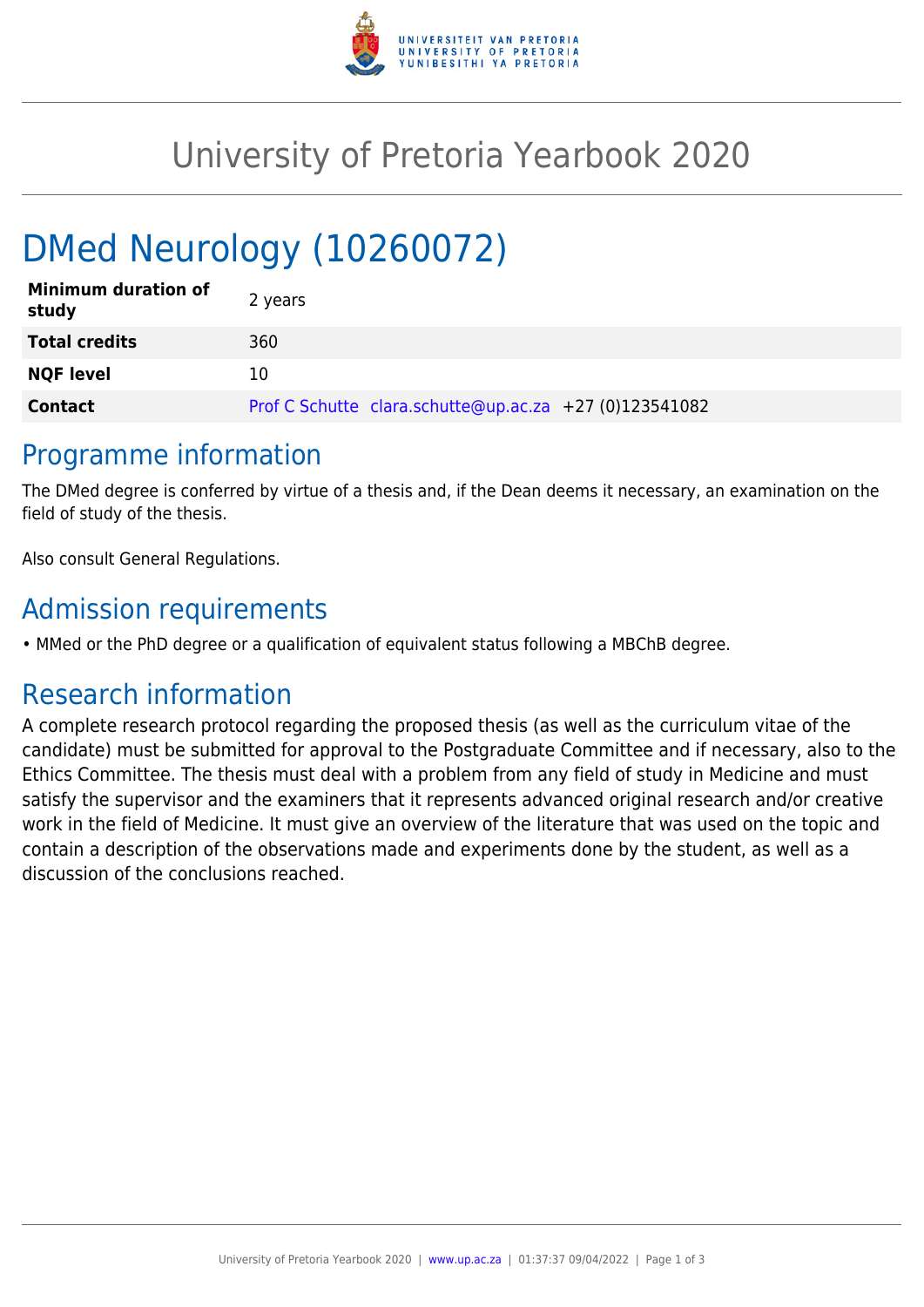# University of Pretoria Yearbook 2020

# DMed Neurology (10260072)

| | |
|---|---|
| **Minimum duration of study** | 2 years |
| **Total credits** | 360 |
| **NQF level** | 10 |
| **Contact** | Prof C Schutte clara.schutte@up.ac.za +27 (0)123541082 |

## Programme information

The DMed degree is conferred by virtue of a thesis and, if the Dean deems it necessary, an examination on the field of study of the thesis.

Also consult General Regulations.

## Admission requirements

- MMed or the PhD degree or a qualification of equivalent status following a MBChB degree.

## Research information

A complete research protocol regarding the proposed thesis (as well as the curriculum vitae of the candidate) must be submitted for approval to the Postgraduate Committee and if necessary, also to the Ethics Committee. The thesis must deal with a problem from any field of study in Medicine and must satisfy the supervisor and the examiners that it represents advanced original research and/or creative work in the field of Medicine. It must give an overview of the literature that was used on the topic and contain a description of the observations made and experiments done by the student, as well as a discussion of the conclusions reached.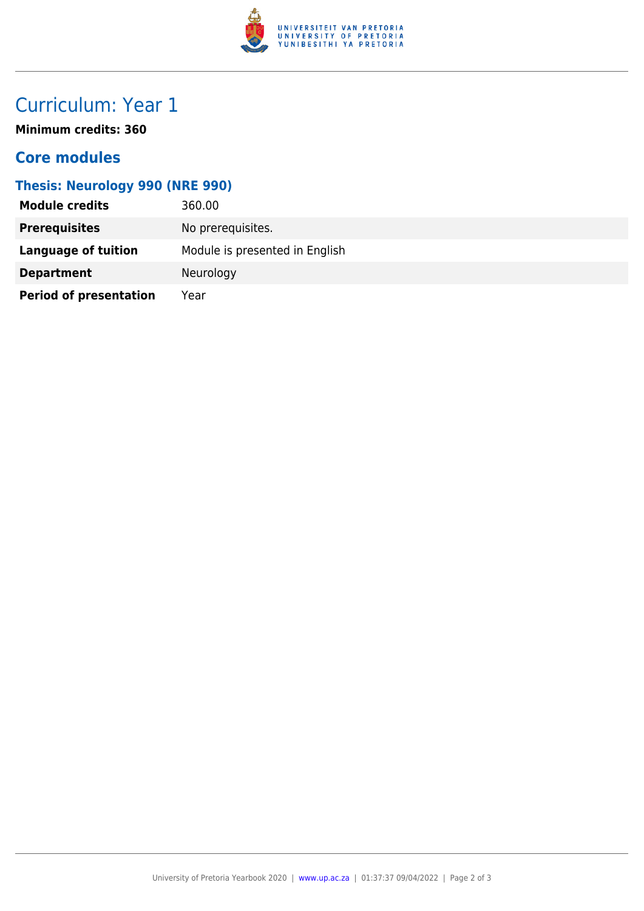# Curriculum: Year 1

**Minimum credits: 360**

## Core modules

### Thesis: Neurology 990 (NRE 990)

| | |
|---|---|
| **Module credits** | 360.00 |
| **Prerequisites** | No prerequisites. |
| **Language of tuition** | Module is presented in English |
| **Department** | Neurology |
| **Period of presentation** | Year |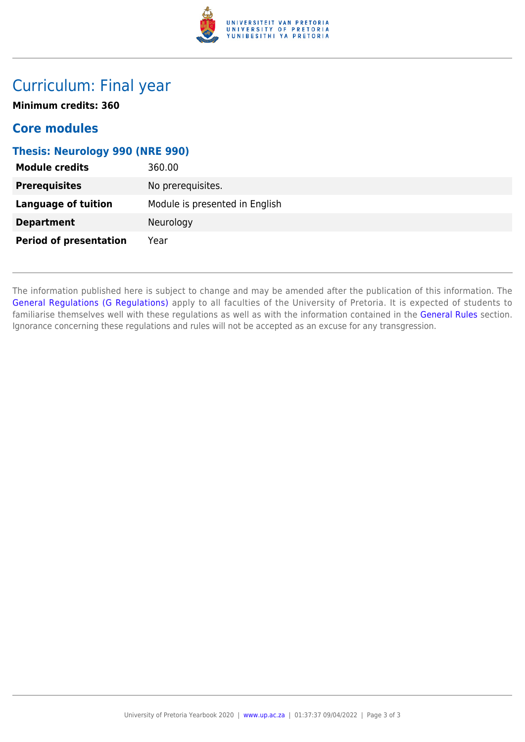# Curriculum: Final year

**Minimum credits: 360**

## Core modules

### Thesis: Neurology 990 (NRE 990)

| | |
|---|---|
| **Module credits** | 360.00 |
| **Prerequisites** | No prerequisites. |
| **Language of tuition** | Module is presented in English |
| **Department** | Neurology |
| **Period of presentation** | Year |

The information published here is subject to change and may be amended after the publication of this information. The General Regulations (G Regulations) apply to all faculties of the University of Pretoria. It is expected of students to familiarise themselves well with these regulations as well as with the information contained in the General Rules section. Ignorance concerning these regulations and rules will not be accepted as an excuse for any transgression.